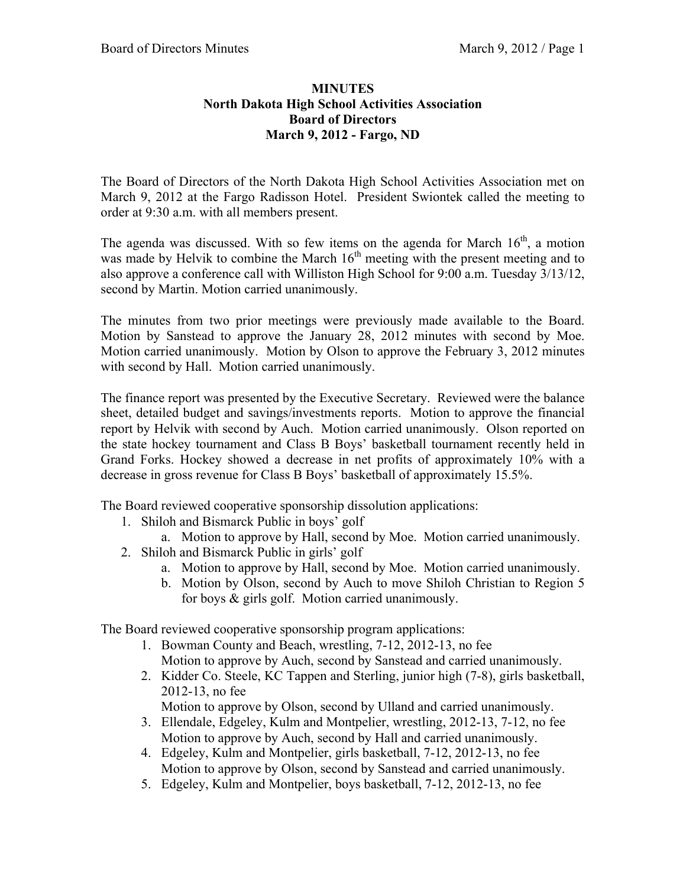**MINUTES**
**North Dakota High School Activities Association**
**Board of Directors**
**March 9, 2012 - Fargo, ND**

The Board of Directors of the North Dakota High School Activities Association met on March 9, 2012 at the Fargo Radisson Hotel. President Swiontek called the meeting to order at 9:30 a.m. with all members present.

The agenda was discussed. With so few items on the agenda for March 16th, a motion was made by Helvik to combine the March 16th meeting with the present meeting and to also approve a conference call with Williston High School for 9:00 a.m. Tuesday 3/13/12, second by Martin. Motion carried unanimously.

The minutes from two prior meetings were previously made available to the Board. Motion by Sanstead to approve the January 28, 2012 minutes with second by Moe. Motion carried unanimously. Motion by Olson to approve the February 3, 2012 minutes with second by Hall. Motion carried unanimously.

The finance report was presented by the Executive Secretary. Reviewed were the balance sheet, detailed budget and savings/investments reports. Motion to approve the financial report by Helvik with second by Auch. Motion carried unanimously. Olson reported on the state hockey tournament and Class B Boys' basketball tournament recently held in Grand Forks. Hockey showed a decrease in net profits of approximately 10% with a decrease in gross revenue for Class B Boys' basketball of approximately 15.5%.

The Board reviewed cooperative sponsorship dissolution applications:

1. Shiloh and Bismarck Public in boys' golf
   a. Motion to approve by Hall, second by Moe. Motion carried unanimously.
2. Shiloh and Bismarck Public in girls' golf
   a. Motion to approve by Hall, second by Moe. Motion carried unanimously.
   b. Motion by Olson, second by Auch to move Shiloh Christian to Region 5 for boys & girls golf. Motion carried unanimously.

The Board reviewed cooperative sponsorship program applications:

1. Bowman County and Beach, wrestling, 7-12, 2012-13, no fee
   Motion to approve by Auch, second by Sanstead and carried unanimously.
2. Kidder Co. Steele, KC Tappen and Sterling, junior high (7-8), girls basketball, 2012-13, no fee
   Motion to approve by Olson, second by Ulland and carried unanimously.
3. Ellendale, Edgeley, Kulm and Montpelier, wrestling, 2012-13, 7-12, no fee
   Motion to approve by Auch, second by Hall and carried unanimously.
4. Edgeley, Kulm and Montpelier, girls basketball, 7-12, 2012-13, no fee
   Motion to approve by Olson, second by Sanstead and carried unanimously.
5. Edgeley, Kulm and Montpelier, boys basketball, 7-12, 2012-13, no fee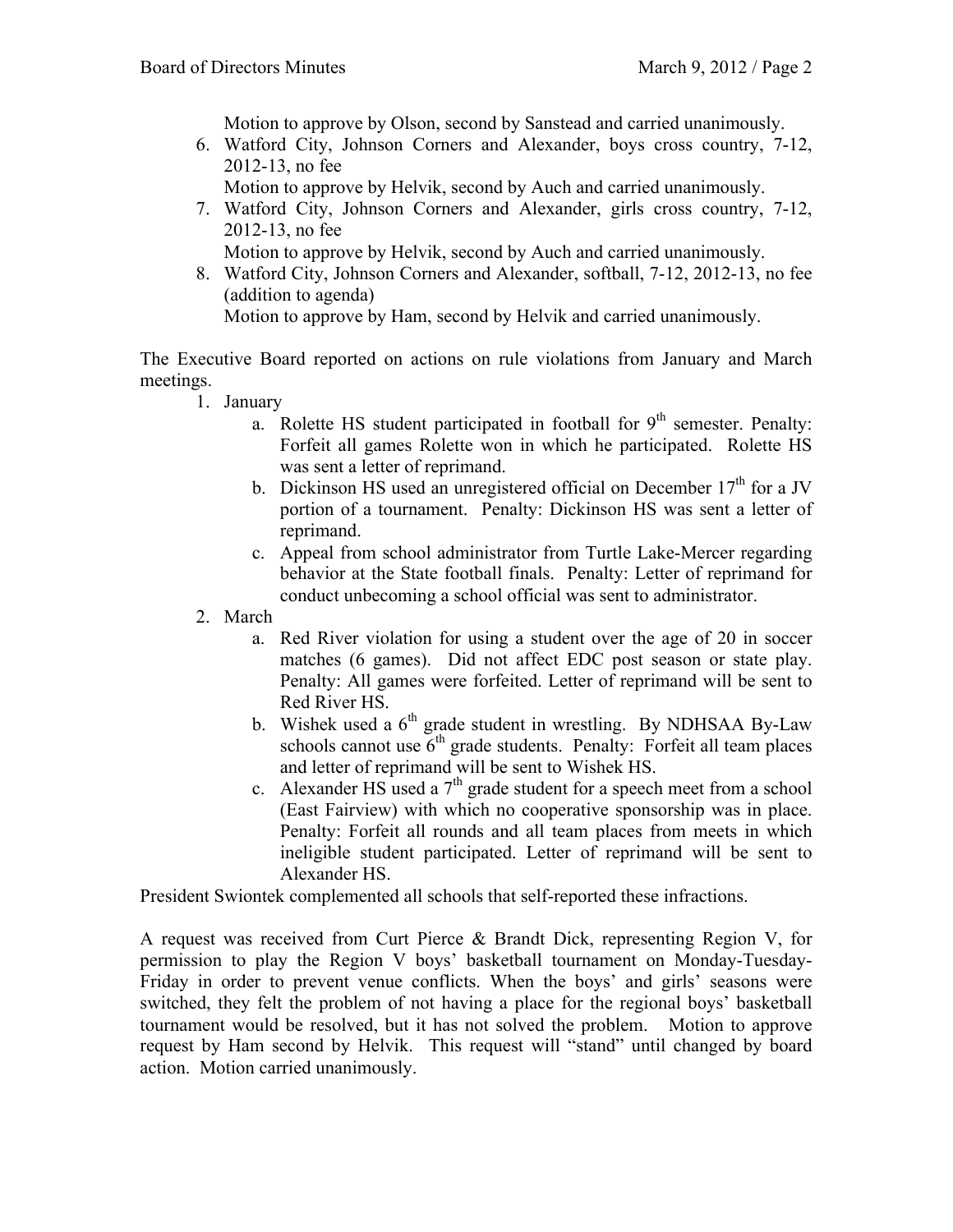Motion to approve by Olson, second by Sanstead and carried unanimously.

6. Watford City, Johnson Corners and Alexander, boys cross country, 7-12, 2012-13, no fee
   Motion to approve by Helvik, second by Auch and carried unanimously.
7. Watford City, Johnson Corners and Alexander, girls cross country, 7-12, 2012-13, no fee
   Motion to approve by Helvik, second by Auch and carried unanimously.
8. Watford City, Johnson Corners and Alexander, softball, 7-12, 2012-13, no fee (addition to agenda)
   Motion to approve by Ham, second by Helvik and carried unanimously.

The Executive Board reported on actions on rule violations from January and March meetings.

1. January
   a. Rolette HS student participated in football for 9th semester. Penalty: Forfeit all games Rolette won in which he participated. Rolette HS was sent a letter of reprimand.
   b. Dickinson HS used an unregistered official on December 17th for a JV portion of a tournament. Penalty: Dickinson HS was sent a letter of reprimand.
   c. Appeal from school administrator from Turtle Lake-Mercer regarding behavior at the State football finals. Penalty: Letter of reprimand for conduct unbecoming a school official was sent to administrator.
2. March
   a. Red River violation for using a student over the age of 20 in soccer matches (6 games). Did not affect EDC post season or state play. Penalty: All games were forfeited. Letter of reprimand will be sent to Red River HS.
   b. Wishek used a 6th grade student in wrestling. By NDHSAA By-Law schools cannot use 6th grade students. Penalty: Forfeit all team places and letter of reprimand will be sent to Wishek HS.
   c. Alexander HS used a 7th grade student for a speech meet from a school (East Fairview) with which no cooperative sponsorship was in place. Penalty: Forfeit all rounds and all team places from meets in which ineligible student participated. Letter of reprimand will be sent to Alexander HS.

President Swiontek complemented all schools that self-reported these infractions.

A request was received from Curt Pierce & Brandt Dick, representing Region V, for permission to play the Region V boys' basketball tournament on Monday-Tuesday-Friday in order to prevent venue conflicts. When the boys' and girls' seasons were switched, they felt the problem of not having a place for the regional boys' basketball tournament would be resolved, but it has not solved the problem. Motion to approve request by Ham second by Helvik. This request will "stand" until changed by board action. Motion carried unanimously.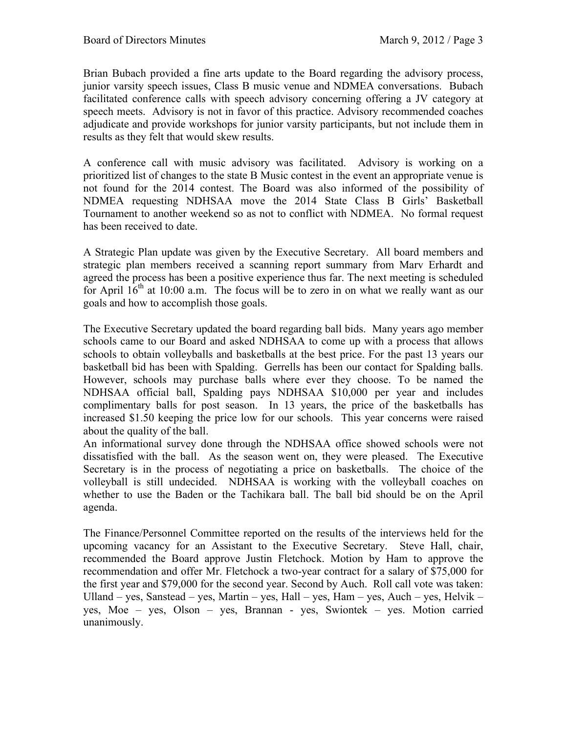Brian Bubach provided a fine arts update to the Board regarding the advisory process, junior varsity speech issues, Class B music venue and NDMEA conversations. Bubach facilitated conference calls with speech advisory concerning offering a JV category at speech meets. Advisory is not in favor of this practice. Advisory recommended coaches adjudicate and provide workshops for junior varsity participants, but not include them in results as they felt that would skew results.

A conference call with music advisory was facilitated. Advisory is working on a prioritized list of changes to the state B Music contest in the event an appropriate venue is not found for the 2014 contest. The Board was also informed of the possibility of NDMEA requesting NDHSAA move the 2014 State Class B Girls' Basketball Tournament to another weekend so as not to conflict with NDMEA. No formal request has been received to date.

A Strategic Plan update was given by the Executive Secretary. All board members and strategic plan members received a scanning report summary from Marv Erhardt and agreed the process has been a positive experience thus far. The next meeting is scheduled for April 16th at 10:00 a.m. The focus will be to zero in on what we really want as our goals and how to accomplish those goals.

The Executive Secretary updated the board regarding ball bids. Many years ago member schools came to our Board and asked NDHSAA to come up with a process that allows schools to obtain volleyballs and basketballs at the best price. For the past 13 years our basketball bid has been with Spalding. Gerrells has been our contact for Spalding balls. However, schools may purchase balls where ever they choose. To be named the NDHSAA official ball, Spalding pays NDHSAA $10,000 per year and includes complimentary balls for post season. In 13 years, the price of the basketballs has increased $1.50 keeping the price low for our schools. This year concerns were raised about the quality of the ball.
An informational survey done through the NDHSAA office showed schools were not dissatisfied with the ball. As the season went on, they were pleased. The Executive Secretary is in the process of negotiating a price on basketballs. The choice of the volleyball is still undecided. NDHSAA is working with the volleyball coaches on whether to use the Baden or the Tachikara ball. The ball bid should be on the April agenda.

The Finance/Personnel Committee reported on the results of the interviews held for the upcoming vacancy for an Assistant to the Executive Secretary. Steve Hall, chair, recommended the Board approve Justin Fletchock. Motion by Ham to approve the recommendation and offer Mr. Fletchock a two-year contract for a salary of $75,000 for the first year and $79,000 for the second year. Second by Auch. Roll call vote was taken: Ulland – yes, Sanstead – yes, Martin – yes, Hall – yes, Ham – yes, Auch – yes, Helvik – yes, Moe – yes, Olson – yes, Brannan - yes, Swiontek – yes. Motion carried unanimously.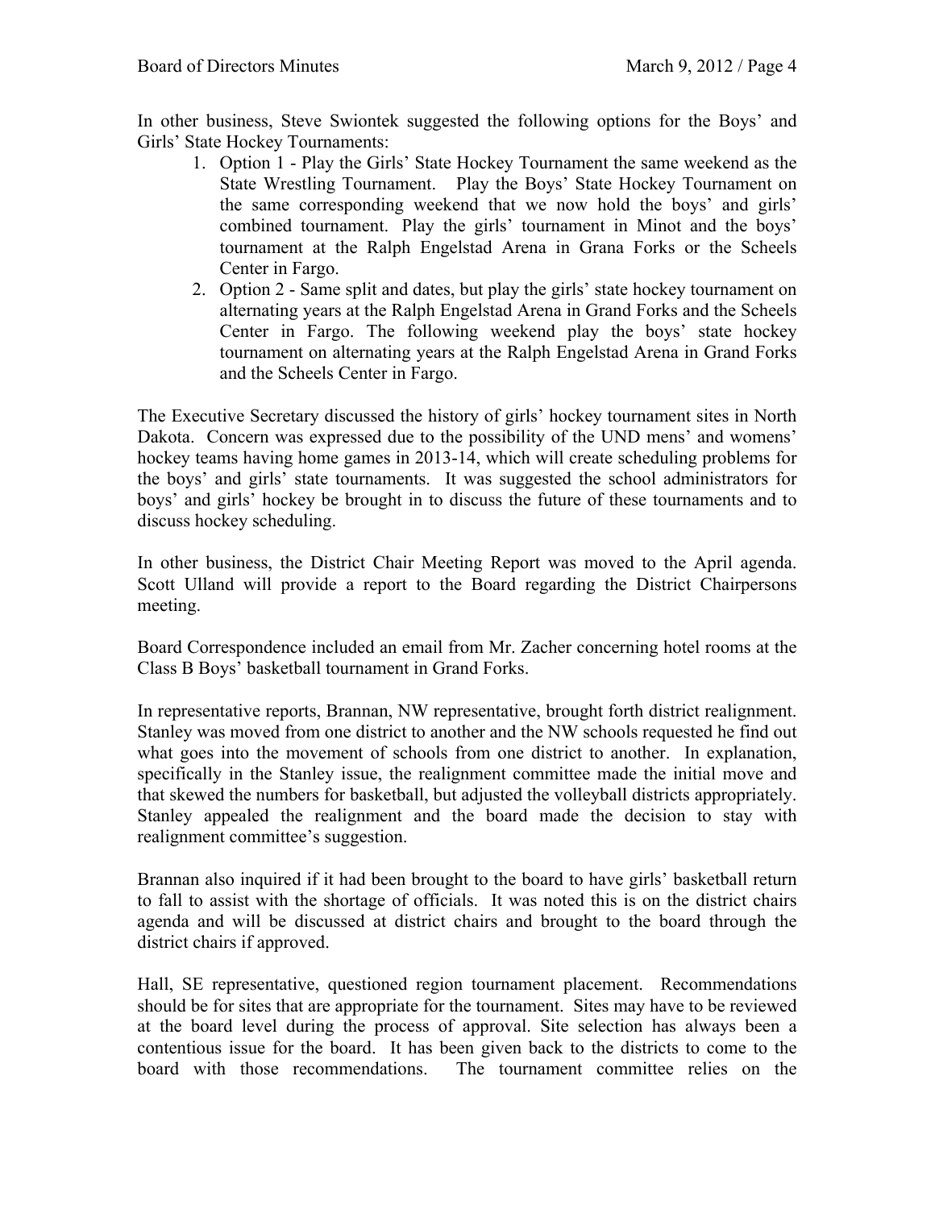In other business, Steve Swiontek suggested the following options for the Boys' and Girls' State Hockey Tournaments:

1. Option 1 - Play the Girls' State Hockey Tournament the same weekend as the State Wrestling Tournament. Play the Boys' State Hockey Tournament on the same corresponding weekend that we now hold the boys' and girls' combined tournament. Play the girls' tournament in Minot and the boys' tournament at the Ralph Engelstad Arena in Grana Forks or the Scheels Center in Fargo.
2. Option 2 - Same split and dates, but play the girls' state hockey tournament on alternating years at the Ralph Engelstad Arena in Grand Forks and the Scheels Center in Fargo. The following weekend play the boys' state hockey tournament on alternating years at the Ralph Engelstad Arena in Grand Forks and the Scheels Center in Fargo.

The Executive Secretary discussed the history of girls' hockey tournament sites in North Dakota. Concern was expressed due to the possibility of the UND mens' and womens' hockey teams having home games in 2013-14, which will create scheduling problems for the boys' and girls' state tournaments. It was suggested the school administrators for boys' and girls' hockey be brought in to discuss the future of these tournaments and to discuss hockey scheduling.

In other business, the District Chair Meeting Report was moved to the April agenda. Scott Ulland will provide a report to the Board regarding the District Chairpersons meeting.

Board Correspondence included an email from Mr. Zacher concerning hotel rooms at the Class B Boys' basketball tournament in Grand Forks.

In representative reports, Brannan, NW representative, brought forth district realignment. Stanley was moved from one district to another and the NW schools requested he find out what goes into the movement of schools from one district to another. In explanation, specifically in the Stanley issue, the realignment committee made the initial move and that skewed the numbers for basketball, but adjusted the volleyball districts appropriately. Stanley appealed the realignment and the board made the decision to stay with realignment committee's suggestion.

Brannan also inquired if it had been brought to the board to have girls' basketball return to fall to assist with the shortage of officials. It was noted this is on the district chairs agenda and will be discussed at district chairs and brought to the board through the district chairs if approved.

Hall, SE representative, questioned region tournament placement. Recommendations should be for sites that are appropriate for the tournament. Sites may have to be reviewed at the board level during the process of approval. Site selection has always been a contentious issue for the board. It has been given back to the districts to come to the board with those recommendations. The tournament committee relies on the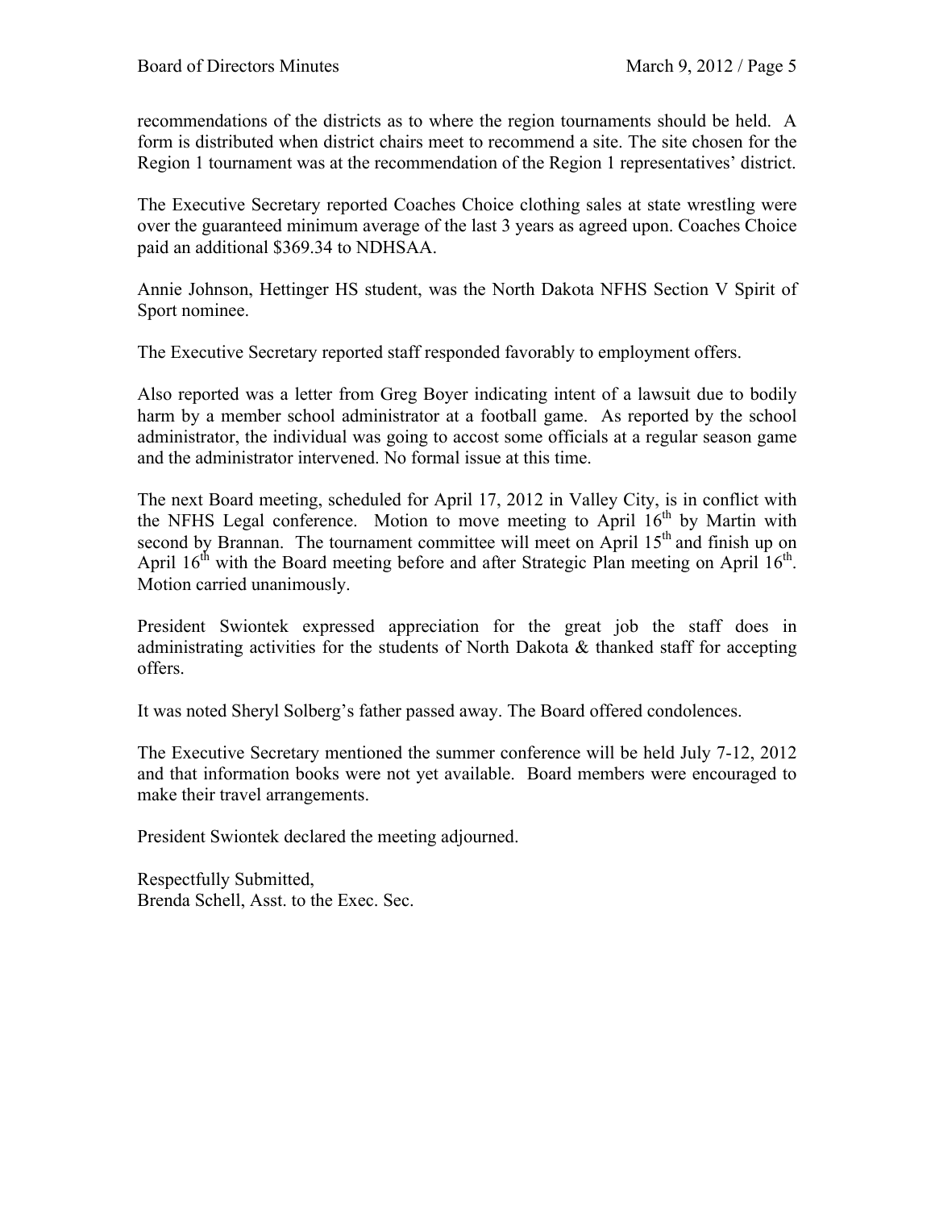recommendations of the districts as to where the region tournaments should be held. A form is distributed when district chairs meet to recommend a site. The site chosen for the Region 1 tournament was at the recommendation of the Region 1 representatives' district.

The Executive Secretary reported Coaches Choice clothing sales at state wrestling were over the guaranteed minimum average of the last 3 years as agreed upon. Coaches Choice paid an additional $369.34 to NDHSAA.

Annie Johnson, Hettinger HS student, was the North Dakota NFHS Section V Spirit of Sport nominee.

The Executive Secretary reported staff responded favorably to employment offers.

Also reported was a letter from Greg Boyer indicating intent of a lawsuit due to bodily harm by a member school administrator at a football game. As reported by the school administrator, the individual was going to accost some officials at a regular season game and the administrator intervened. No formal issue at this time.

The next Board meeting, scheduled for April 17, 2012 in Valley City, is in conflict with the NFHS Legal conference. Motion to move meeting to April 16th by Martin with second by Brannan. The tournament committee will meet on April 15th and finish up on April 16th with the Board meeting before and after Strategic Plan meeting on April 16th. Motion carried unanimously.

President Swiontek expressed appreciation for the great job the staff does in administrating activities for the students of North Dakota & thanked staff for accepting offers.

It was noted Sheryl Solberg's father passed away. The Board offered condolences.

The Executive Secretary mentioned the summer conference will be held July 7-12, 2012 and that information books were not yet available. Board members were encouraged to make their travel arrangements.

President Swiontek declared the meeting adjourned.

Respectfully Submitted,
Brenda Schell, Asst. to the Exec. Sec.